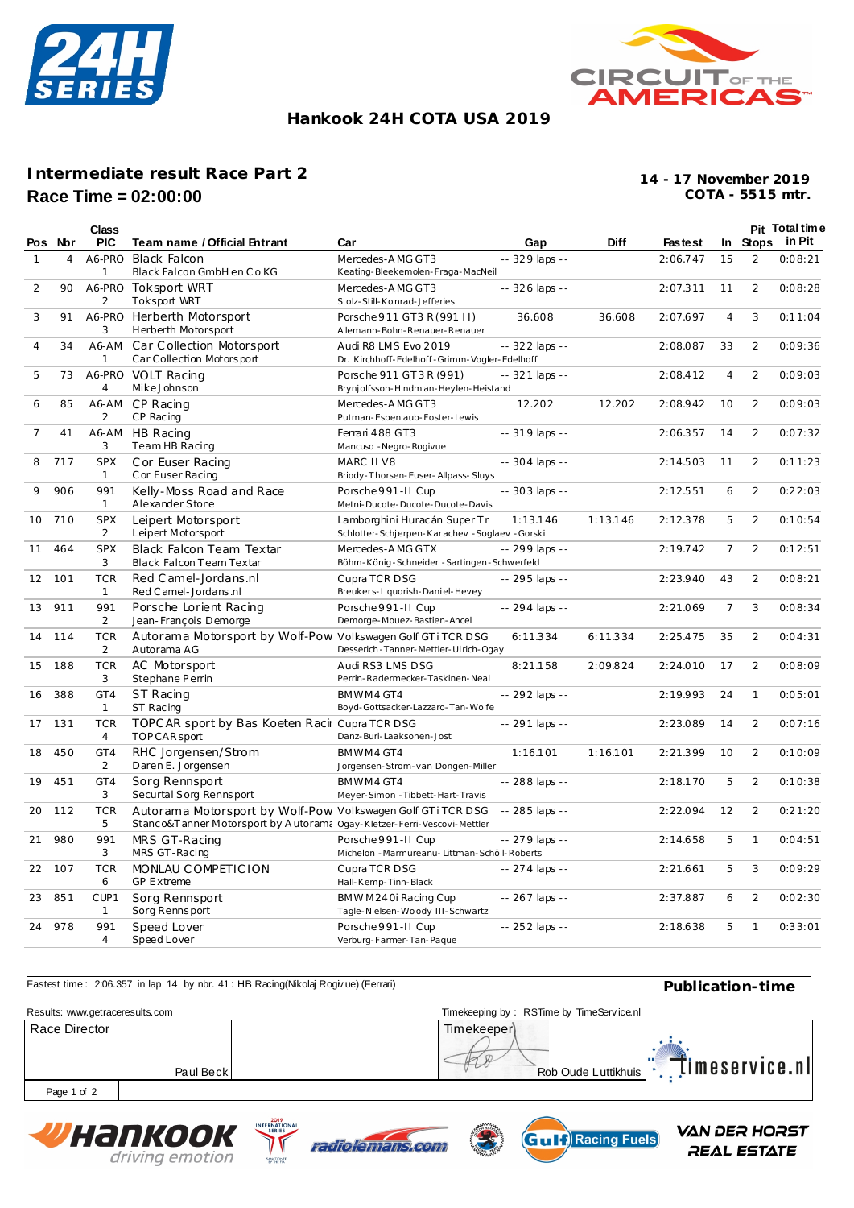# Hankook 24H COTA USA 2019

## Intermediate result Race Part 2

**Race Time = 02:00:00**

**14 - 17 November 2019**
**COTA - 5515 mtr.**

| Pos | Nbr | Class PIC | Team name / Official Entrant | Car | Gap | Diff | Fastest | In | Pit Stops | Total time in Pit |
|---|---|---|---|---|---|---|---|---|---|---|
| 1 | 4 | A6-PRO 1 | Black Falcon<br>Black Falcon GmbH en Co KG | Mercedes-AMG GT3<br>Keating-Bleekemolen-Fraga-MacNeil | -- 329 laps -- | | 2:06.747 | 15 | 2 | 0:08:21 |
| 2 | 90 | A6-PRO 2 | Toksport WRT<br>Toksport WRT | Mercedes-AMG GT3<br>Stolz-Still-Konrad-Jefferies | -- 326 laps -- | | 2:07.311 | 11 | 2 | 0:08:28 |
| 3 | 91 | A6-PRO 3 | Herberth Motorsport<br>Herberth Motorsport | Porsche 911 GT3 R (991 II)<br>Allemann-Bohn-Renauer-Renauer | 36.608 | 36.608 | 2:07.697 | 4 | 3 | 0:11:04 |
| 4 | 34 | A6-AM 1 | Car Collection Motorsport<br>Car Collection Motorsport | Audi R8 LMS Evo 2019<br>Dr. Kirchhoff-Edelhoff-Grimm-Vogler-Edelhoff | -- 322 laps -- | | 2:08.087 | 33 | 2 | 0:09:36 |
| 5 | 73 | A6-PRO 4 | VOLT Racing<br>Mike Johnson | Porsche 911 GT3 R (991)<br>Brynjolfsson-Hindman-Heylen-Heistand | -- 321 laps -- | | 2:08.412 | 4 | 2 | 0:09:03 |
| 6 | 85 | A6-AM 2 | CP Racing<br>CP Racing | Mercedes-AMG GT3<br>Putman-Espenlaub-Foster-Lewis | 12.202 | 12.202 | 2:08.942 | 10 | 2 | 0:09:03 |
| 7 | 41 | A6-AM 3 | HB Racing<br>Team HB Racing | Ferrari 488 GT3<br>Mancuso-Negro-Rogivue | -- 319 laps -- | | 2:06.357 | 14 | 2 | 0:07:32 |
| 8 | 717 | SPX 1 | Cor Euser Racing<br>Cor Euser Racing | MARC II V8<br>Briody-Thorsen-Euser-Allpass-Sluys | -- 304 laps -- | | 2:14.503 | 11 | 2 | 0:11:23 |
| 9 | 906 | 991 1 | Kelly-Moss Road and Race<br>Alexander Stone | Porsche 991-II Cup<br>Metni-Ducote-Ducote-Ducote-Davis | -- 303 laps -- | | 2:12.551 | 6 | 2 | 0:22:03 |
| 10 | 710 | SPX 2 | Leipert Motorsport<br>Leipert Motorsport | Lamborghini Huracán Super Tr<br>Schlotter-Schjerpen-Karachev-Soglaev-Gorski | 1:13.146 | 1:13.146 | 2:12.378 | 5 | 2 | 0:10:54 |
| 11 | 464 | SPX 3 | Black Falcon Team Textar<br>Black Falcon Team Textar | Mercedes-AMG GTX<br>Böhm-König-Schneider-Sartingen-Schwerfeld | -- 299 laps -- | | 2:19.742 | 7 | 2 | 0:12:51 |
| 12 | 101 | TCR 1 | Red Camel-Jordans.nl<br>Red Camel-Jordans.nl | Cupra TCR DSG<br>Breukers-Liquorish-Daniel-Hevey | -- 295 laps -- | | 2:23.940 | 43 | 2 | 0:08:21 |
| 13 | 911 | 991 2 | Porsche Lorient Racing<br>Jean-François Demorge | Porsche 991-II Cup<br>Demorge-Mouez-Bastien-Ancel | -- 294 laps -- | | 2:21.069 | 7 | 3 | 0:08:34 |
| 14 | 114 | TCR 2 | Autorama Motorsport by Wolf-Pow<br>Autorama AG | Volkswagen Golf GTi TCR DSG<br>Desserich-Tanner-Mettler-Ulrich-Ogay | 6:11.334 | 6:11.334 | 2:25.475 | 35 | 2 | 0:04:31 |
| 15 | 188 | TCR 3 | AC Motorsport<br>Stephane Perrin | Audi RS3 LMS DSG<br>Perrin-Radermecker-Taskinen-Neal | 8:21.158 | 2:09.824 | 2:24.010 | 17 | 2 | 0:08:09 |
| 16 | 388 | GT4 1 | ST Racing<br>ST Racing | BMW M4 GT4<br>Boyd-Gottsacker-Lazzaro-Tan-Wolfe | -- 292 laps -- | | 2:19.993 | 24 | 1 | 0:05:01 |
| 17 | 131 | TCR 4 | TOPCAR sport by Bas Koeten Racir<br>TOPCAR sport | Cupra TCR DSG<br>Danz-Buri-Laaksonen-Jost | -- 291 laps -- | | 2:23.089 | 14 | 2 | 0:07:16 |
| 18 | 450 | GT4 2 | RHC Jorgensen/Strom<br>Daren E. Jorgensen | BMW M4 GT4<br>Jorgensen-Strom-van Dongen-Miller | 1:16.101 | 1:16.101 | 2:21.399 | 10 | 2 | 0:10:09 |
| 19 | 451 | GT4 3 | Sorg Rennsport<br>Securtal Sorg Rennsport | BMW M4 GT4<br>Meyer-Simon-Tibbett-Hart-Travis | -- 288 laps -- | | 2:18.170 | 5 | 2 | 0:10:38 |
| 20 | 112 | TCR 5 | Autorama Motorsport by Wolf-Pow<br>Stanco&Tanner Motorsport by Autoram | Volkswagen Golf GTi TCR DSG<br>Ogay-Kletzer-Ferri-Vescovi-Mettler | -- 285 laps -- | | 2:22.094 | 12 | 2 | 0:21:20 |
| 21 | 980 | 991 3 | MRS GT-Racing<br>MRS GT-Racing | Porsche 991-II Cup<br>Michelon-Marmureanu-Littman-Schöll-Roberts | -- 279 laps -- | | 2:14.658 | 5 | 1 | 0:04:51 |
| 22 | 107 | TCR 6 | MONLAU COMPETICION<br>GP Extreme | Cupra TCR DSG<br>Hall-Kemp-Tinn-Black | -- 274 laps -- | | 2:21.661 | 5 | 3 | 0:09:29 |
| 23 | 851 | CUP1 1 | Sorg Rennsport<br>Sorg Rennsport | BMW M240i Racing Cup<br>Tagle-Nielsen-Woody III-Schwartz | -- 267 laps -- | | 2:37.887 | 6 | 2 | 0:02:30 |
| 24 | 978 | 991 4 | Speed Lover<br>Speed Lover | Porsche 991-II Cup<br>Verburg-Farmer-Tan-Paque | -- 252 laps -- | | 2:18.638 | 5 | 1 | 0:33:01 |

Fastest time : 2:06.357 in lap 14 by nbr. 41 : HB Racing(Nikolaj Rogivue) (Ferrari)

**Publication-time**

Results: www.getraceresults.com

Timekeeping by : RSTime by TimeService.nl

Race Director: Paul Beck

Timekeeper: Rob Oude Luttikhuis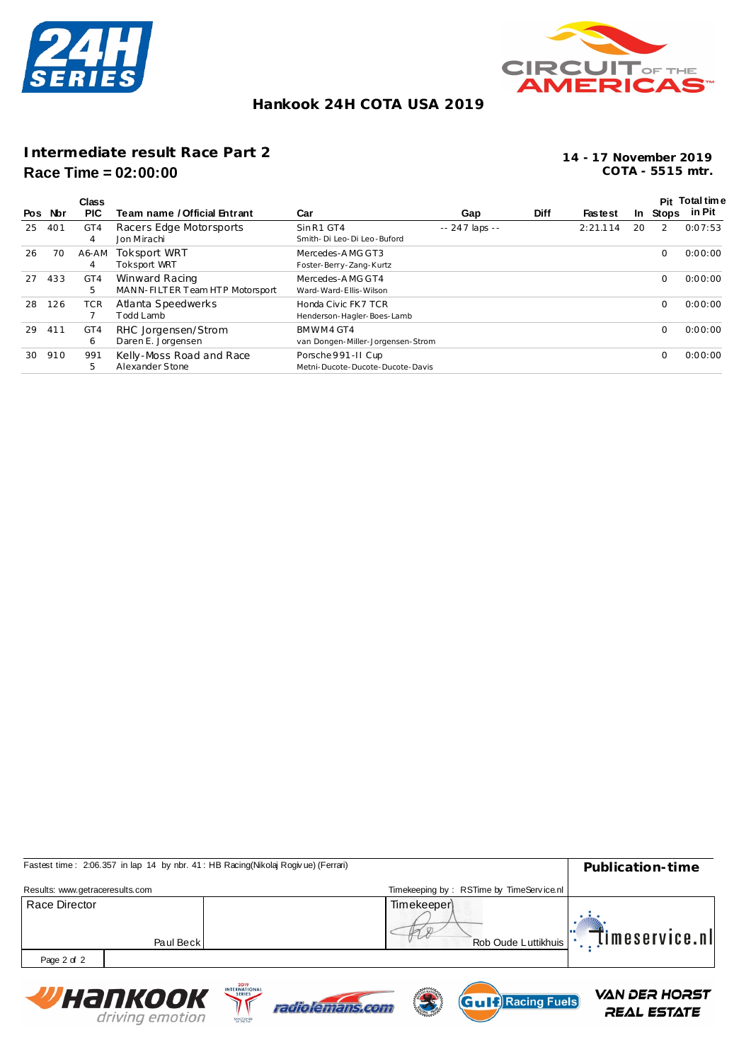## Hankook 24H COTA USA 2019

### Intermediate result Race Part 2

**Race Time = 02:00:00**

**14 - 17 November 2019**
**COTA - 5515 mtr.**

| Pos | Nbr | Class PIC | Team name / Official Entrant | Car | Gap | Diff | Fastest | In | Pit Stops | Total time in Pit |
|---|---|---|---|---|---|---|---|---|---|---|
| 25 | 401 | GT4 4 | Racers Edge Motorsports Jon Mirachi | Sin R1 GT4 Smith-Di Leo-Di Leo-Buford | -- 247 laps -- | | 2:21.114 | 20 | 2 | 0:07:53 |
| 26 | 70 | A6-AM 4 | Toksport WRT Toksport WRT | Mercedes-AMG GT3 Foster-Berry-Zang-Kurtz | | | | | 0 | 0:00:00 |
| 27 | 433 | GT4 5 | Winward Racing MANN-FILTER Team HTP Motorsport | Mercedes-AMG GT4 Ward-Ward-Ellis-Wilson | | | | | 0 | 0:00:00 |
| 28 | 126 | TCR 7 | Atlanta Speedwerks Todd Lamb | Honda Civic FK7 TCR Henderson-Hagler-Boes-Lamb | | | | | 0 | 0:00:00 |
| 29 | 411 | GT4 6 | RHC Jorgensen/Strom Daren E. Jorgensen | BMW M4 GT4 van Dongen-Miller-Jorgensen-Strom | | | | | 0 | 0:00:00 |
| 30 | 910 | 991 5 | Kelly-Moss Road and Race Alexander Stone | Porsche 991-II Cup Metni-Ducote-Ducote-Ducote-Davis | | | | | 0 | 0:00:00 |

Fastest time : 2:06.357 in lap 14 by nbr. 41 : HB Racing(Nikolaj Rogivue) (Ferrari)

Results: www.getraceresults.com

Timekeeping by : RSTime by TimeService.nl

**Publication-time**

| | |
|---|---|
| Race Director Paul Beck | Timekeeper Rob Oude Luttikhuis |